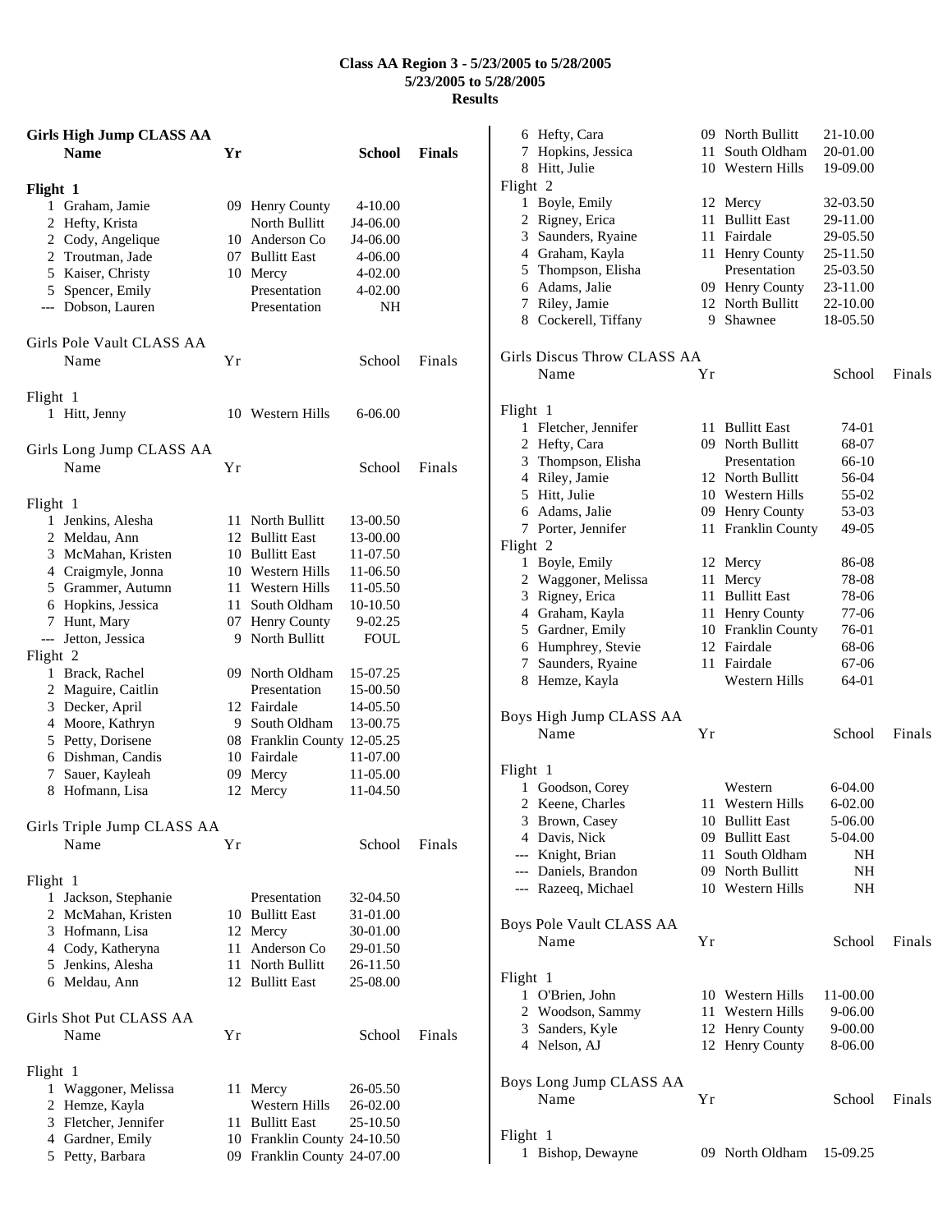# Class AA Region 3 - 5/23/2005 to 5/28/2005
## 5/23/2005 to 5/28/2005
## Results

### Girls High Jump CLASS AA

| | Name | Yr | School | Finals |
|---|---|---|---|---|
| **Flight 1** | | | | |
| 1 | Graham, Jamie | 09 | Henry County | 4-10.00 |
| 2 | Hefty, Krista | | North Bullitt | J4-06.00 |
| 2 | Cody, Angelique | 10 | Anderson Co | J4-06.00 |
| 2 | Troutman, Jade | 07 | Bullitt East | 4-06.00 |
| 5 | Kaiser, Christy | 10 | Mercy | 4-02.00 |
| 5 | Spencer, Emily | | Presentation | 4-02.00 |
| --- | Dobson, Lauren | | Presentation | NH |

### Girls Pole Vault CLASS AA

| | Name | Yr | School | Finals |
|---|---|---|---|---|
| **Flight 1** | | | | |
| 1 | Hitt, Jenny | 10 | Western Hills | 6-06.00 |

### Girls Long Jump CLASS AA

| | Name | Yr | School | Finals |
|---|---|---|---|---|
| **Flight 1** | | | | |
| 1 | Jenkins, Alesha | 11 | North Bullitt | 13-00.50 |
| 2 | Meldau, Ann | 12 | Bullitt East | 13-00.00 |
| 3 | McMahan, Kristen | 10 | Bullitt East | 11-07.50 |
| 4 | Craigmyle, Jonna | 10 | Western Hills | 11-06.50 |
| 5 | Grammer, Autumn | 11 | Western Hills | 11-05.50 |
| 6 | Hopkins, Jessica | 11 | South Oldham | 10-10.50 |
| 7 | Hunt, Mary | 07 | Henry County | 9-02.25 |
| --- | Jetton, Jessica | 9 | North Bullitt | FOUL |
| **Flight 2** | | | | |
| 1 | Brack, Rachel | 09 | North Oldham | 15-07.25 |
| 2 | Maguire, Caitlin | | Presentation | 15-00.50 |
| 3 | Decker, April | 12 | Fairdale | 14-05.50 |
| 4 | Moore, Kathryn | 9 | South Oldham | 13-00.75 |
| 5 | Petty, Dorisene | 08 | Franklin County | 12-05.25 |
| 6 | Dishman, Candis | 10 | Fairdale | 11-07.00 |
| 7 | Sauer, Kayleah | 09 | Mercy | 11-05.00 |
| 8 | Hofmann, Lisa | 12 | Mercy | 11-04.50 |

### Girls Triple Jump CLASS AA

| | Name | Yr | School | Finals |
|---|---|---|---|---|
| **Flight 1** | | | | |
| 1 | Jackson, Stephanie | | Presentation | 32-04.50 |
| 2 | McMahan, Kristen | 10 | Bullitt East | 31-01.00 |
| 3 | Hofmann, Lisa | 12 | Mercy | 30-01.00 |
| 4 | Cody, Katheryna | 11 | Anderson Co | 29-01.50 |
| 5 | Jenkins, Alesha | 11 | North Bullitt | 26-11.50 |
| 6 | Meldau, Ann | 12 | Bullitt East | 25-08.00 |

### Girls Shot Put CLASS AA

| | Name | Yr | School | Finals |
|---|---|---|---|---|
| **Flight 1** | | | | |
| 1 | Waggoner, Melissa | 11 | Mercy | 26-05.50 |
| 2 | Hemze, Kayla | | Western Hills | 26-02.00 |
| 3 | Fletcher, Jennifer | 11 | Bullitt East | 25-10.50 |
| 4 | Gardner, Emily | 10 | Franklin County | 24-10.50 |
| 5 | Petty, Barbara | 09 | Franklin County | 24-07.00 |
| 6 | Hefty, Cara | 09 | North Bullitt | 21-10.00 |
| 7 | Hopkins, Jessica | 11 | South Oldham | 20-01.00 |
| 8 | Hitt, Julie | 10 | Western Hills | 19-09.00 |
| **Flight 2** | | | | |
| 1 | Boyle, Emily | 12 | Mercy | 32-03.50 |
| 2 | Rigney, Erica | 11 | Bullitt East | 29-11.00 |
| 3 | Saunders, Ryaine | 11 | Fairdale | 29-05.50 |
| 4 | Graham, Kayla | 11 | Henry County | 25-11.50 |
| 5 | Thompson, Elisha | | Presentation | 25-03.50 |
| 6 | Adams, Jalie | 09 | Henry County | 23-11.00 |
| 7 | Riley, Jamie | 12 | North Bullitt | 22-10.00 |
| 8 | Cockerell, Tiffany | 9 | Shawnee | 18-05.50 |

### Girls Discus Throw CLASS AA

| | Name | Yr | School | Finals |
|---|---|---|---|---|
| **Flight 1** | | | | |
| 1 | Fletcher, Jennifer | 11 | Bullitt East | 74-01 |
| 2 | Hefty, Cara | 09 | North Bullitt | 68-07 |
| 3 | Thompson, Elisha | | Presentation | 66-10 |
| 4 | Riley, Jamie | 12 | North Bullitt | 56-04 |
| 5 | Hitt, Julie | 10 | Western Hills | 55-02 |
| 6 | Adams, Jalie | 09 | Henry County | 53-03 |
| 7 | Porter, Jennifer | 11 | Franklin County | 49-05 |
| **Flight 2** | | | | |
| 1 | Boyle, Emily | 12 | Mercy | 86-08 |
| 2 | Waggoner, Melissa | 11 | Mercy | 78-08 |
| 3 | Rigney, Erica | 11 | Bullitt East | 78-06 |
| 4 | Graham, Kayla | 11 | Henry County | 77-06 |
| 5 | Gardner, Emily | 10 | Franklin County | 76-01 |
| 6 | Humphrey, Stevie | 12 | Fairdale | 68-06 |
| 7 | Saunders, Ryaine | 11 | Fairdale | 67-06 |
| 8 | Hemze, Kayla | | Western Hills | 64-01 |

### Boys High Jump CLASS AA

| | Name | Yr | School | Finals |
|---|---|---|---|---|
| **Flight 1** | | | | |
| 1 | Goodson, Corey | | Western | 6-04.00 |
| 2 | Keene, Charles | 11 | Western Hills | 6-02.00 |
| 3 | Brown, Casey | 10 | Bullitt East | 5-06.00 |
| 4 | Davis, Nick | 09 | Bullitt East | 5-04.00 |
| --- | Knight, Brian | 11 | South Oldham | NH |
| --- | Daniels, Brandon | 09 | North Bullitt | NH |
| --- | Razeeq, Michael | 10 | Western Hills | NH |

### Boys Pole Vault CLASS AA

| | Name | Yr | School | Finals |
|---|---|---|---|---|
| **Flight 1** | | | | |
| 1 | O'Brien, John | 10 | Western Hills | 11-00.00 |
| 2 | Woodson, Sammy | 11 | Western Hills | 9-06.00 |
| 3 | Sanders, Kyle | 12 | Henry County | 9-00.00 |
| 4 | Nelson, AJ | 12 | Henry County | 8-06.00 |

### Boys Long Jump CLASS AA

| | Name | Yr | School | Finals |
|---|---|---|---|---|
| **Flight 1** | | | | |
| 1 | Bishop, Dewayne | 09 | North Oldham | 15-09.25 |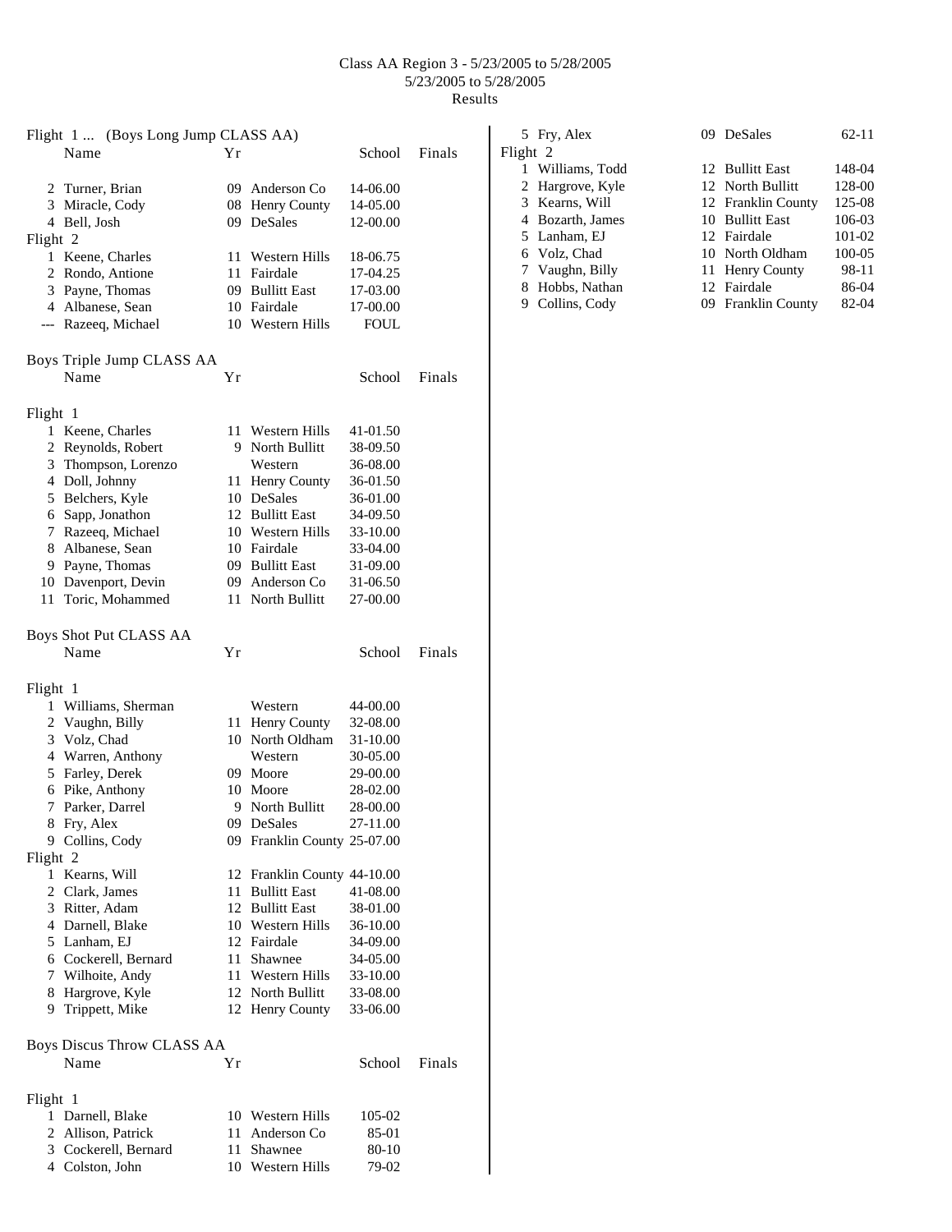Class AA Region 3 - 5/23/2005 to 5/28/2005
5/23/2005 to 5/28/2005
Results

## Flight 1 ... (Boys Long Jump CLASS AA)

| | Name | Yr | School | Finals |
|---|---|---|---|---|
| 2 | Turner, Brian | 09 | Anderson Co | 14-06.00 |
| 3 | Miracle, Cody | 08 | Henry County | 14-05.00 |
| 4 | Bell, Josh | 09 | DeSales | 12-00.00 |
| **Flight 2** | | | | |
| 1 | Keene, Charles | 11 | Western Hills | 18-06.75 |
| 2 | Rondo, Antione | 11 | Fairdale | 17-04.25 |
| 3 | Payne, Thomas | 09 | Bullitt East | 17-03.00 |
| 4 | Albanese, Sean | 10 | Fairdale | 17-00.00 |
| --- | Razeeq, Michael | 10 | Western Hills | FOUL |

## Boys Triple Jump CLASS AA

| | Name | Yr | School | Finals |
|---|---|---|---|---|
| **Flight 1** | | | | |
| 1 | Keene, Charles | 11 | Western Hills | 41-01.50 |
| 2 | Reynolds, Robert | 9 | North Bullitt | 38-09.50 |
| 3 | Thompson, Lorenzo | | Western | 36-08.00 |
| 4 | Doll, Johnny | 11 | Henry County | 36-01.50 |
| 5 | Belchers, Kyle | 10 | DeSales | 36-01.00 |
| 6 | Sapp, Jonathon | 12 | Bullitt East | 34-09.50 |
| 7 | Razeeq, Michael | 10 | Western Hills | 33-10.00 |
| 8 | Albanese, Sean | 10 | Fairdale | 33-04.00 |
| 9 | Payne, Thomas | 09 | Bullitt East | 31-09.00 |
| 10 | Davenport, Devin | 09 | Anderson Co | 31-06.50 |
| 11 | Toric, Mohammed | 11 | North Bullitt | 27-00.00 |

## Boys Shot Put CLASS AA

| | Name | Yr | School | Finals |
|---|---|---|---|---|
| **Flight 1** | | | | |
| 1 | Williams, Sherman | | Western | 44-00.00 |
| 2 | Vaughn, Billy | 11 | Henry County | 32-08.00 |
| 3 | Volz, Chad | 10 | North Oldham | 31-10.00 |
| 4 | Warren, Anthony | | Western | 30-05.00 |
| 5 | Farley, Derek | 09 | Moore | 29-00.00 |
| 6 | Pike, Anthony | 10 | Moore | 28-02.00 |
| 7 | Parker, Darrel | 9 | North Bullitt | 28-00.00 |
| 8 | Fry, Alex | 09 | DeSales | 27-11.00 |
| 9 | Collins, Cody | 09 | Franklin County | 25-07.00 |
| **Flight 2** | | | | |
| 1 | Kearns, Will | 12 | Franklin County | 44-10.00 |
| 2 | Clark, James | 11 | Bullitt East | 41-08.00 |
| 3 | Ritter, Adam | 12 | Bullitt East | 38-01.00 |
| 4 | Darnell, Blake | 10 | Western Hills | 36-10.00 |
| 5 | Lanham, EJ | 12 | Fairdale | 34-09.00 |
| 6 | Cockerell, Bernard | 11 | Shawnee | 34-05.00 |
| 7 | Wilhoite, Andy | 11 | Western Hills | 33-10.00 |
| 8 | Hargrove, Kyle | 12 | North Bullitt | 33-08.00 |
| 9 | Trippett, Mike | 12 | Henry County | 33-06.00 |

## Boys Discus Throw CLASS AA

| | Name | Yr | School | Finals |
|---|---|---|---|---|
| **Flight 1** | | | | |
| 1 | Darnell, Blake | 10 | Western Hills | 105-02 |
| 2 | Allison, Patrick | 11 | Anderson Co | 85-01 |
| 3 | Cockerell, Bernard | 11 | Shawnee | 80-10 |
| 4 | Colston, John | 10 | Western Hills | 79-02 |
| 5 | Fry, Alex | 09 | DeSales | 62-11 |
| **Flight 2** | | | | |
| 1 | Williams, Todd | 12 | Bullitt East | 148-04 |
| 2 | Hargrove, Kyle | 12 | North Bullitt | 128-00 |
| 3 | Kearns, Will | 12 | Franklin County | 125-08 |
| 4 | Bozarth, James | 10 | Bullitt East | 106-03 |
| 5 | Lanham, EJ | 12 | Fairdale | 101-02 |
| 6 | Volz, Chad | 10 | North Oldham | 100-05 |
| 7 | Vaughn, Billy | 11 | Henry County | 98-11 |
| 8 | Hobbs, Nathan | 12 | Fairdale | 86-04 |
| 9 | Collins, Cody | 09 | Franklin County | 82-04 |